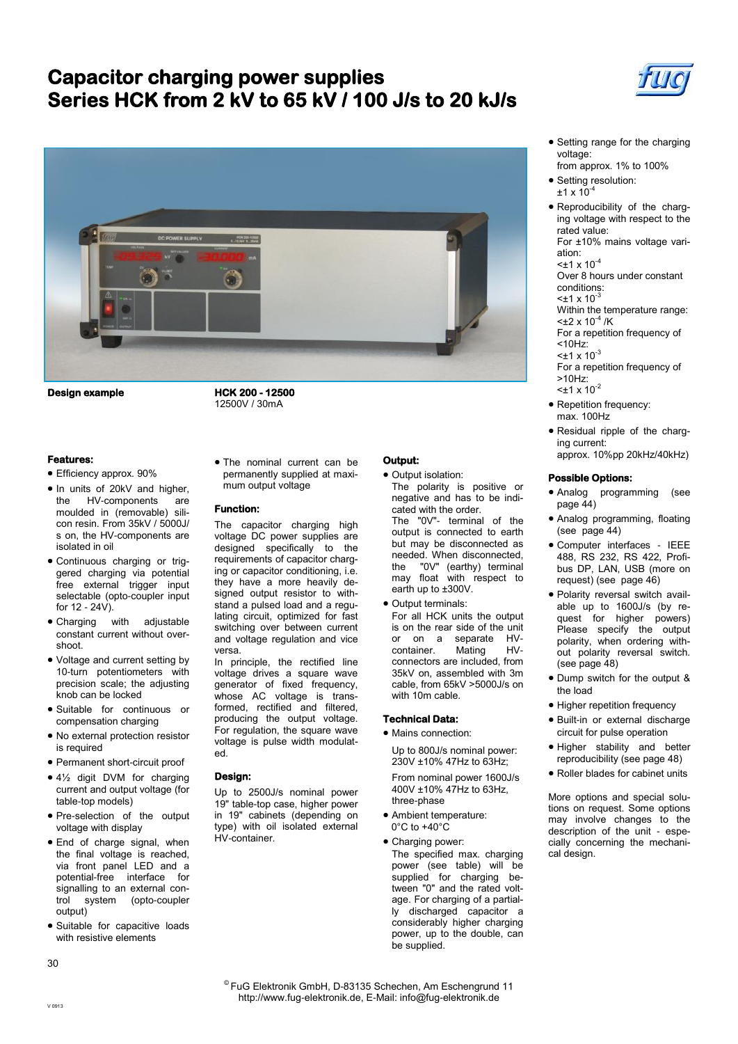# Capacitor charging power supplies
# Series HCK from 2 kV to 65 kV / 100 J/s to 20 kJ/s

**Design example**

**HCK 200 - 12500**
12500V / 30mA

### Features:

- Efficiency approx. 90%
- In units of 20kV and higher, the HV-components are moulded in (removable) silicon resin. From 35kV / 5000J/s on, the HV-components are isolated in oil
- Continuous charging or triggered charging via potential free external trigger input selectable (opto-coupler input for 12 - 24V).
- Charging with adjustable constant current without overshoot.
- Voltage and current setting by 10-turn potentiometers with precision scale; the adjusting knob can be locked
- Suitable for continuous or compensation charging
- No external protection resistor is required
- Permanent short-circuit proof
- 4½ digit DVM for charging current and output voltage (for table-top models)
- Pre-selection of the output voltage with display
- End of charge signal, when the final voltage is reached, via front panel LED and a potential-free interface for signalling to an external control system (opto-coupler output)
- Suitable for capacitive loads with resistive elements
- The nominal current can be permanently supplied at maximum output voltage

### Function:

The capacitor charging high voltage DC power supplies are designed specifically to the requirements of capacitor charging or capacitor conditioning, i.e. they have a more heavily designed output resistor to withstand a pulsed load and a regulating circuit, optimized for fast switching over between current and voltage regulation and vice versa.

In principle, the rectified line voltage drives a square wave generator of fixed frequency, whose AC voltage is transformed, rectified and filtered, producing the output voltage. For regulation, the square wave voltage is pulse width modulated.

### Design:

Up to 2500J/s nominal power 19" table-top case, higher power in 19" cabinets (depending on type) with oil isolated external HV-container.

### Output:

- Output isolation:
  The polarity is positive or negative and has to be indicated with the order.
  The "0V"- terminal of the output is connected to earth but may be disconnected as needed. When disconnected, the "0V" (earthy) terminal may float with respect to earth up to ±300V.
- Output terminals:
  For all HCK units the output is on the rear side of the unit or on a separate HV-container. Mating HV-connectors are included, from 35kV on, assembled with 3m cable, from 65kV >5000J/s on with 10m cable.

### Technical Data:

- Mains connection:

  Up to 800J/s nominal power: 230V ±10% 47Hz to 63Hz;

  From nominal power 1600J/s 400V ±10% 47Hz to 63Hz, three-phase
- Ambient temperature:
  0°C to +40°C
- Charging power:
  The specified max. charging power (see table) will be supplied for charging between "0" and the rated voltage. For charging of a partially discharged capacitor a considerably higher charging power, up to the double, can be supplied.
- Setting range for the charging voltage:
  from approx. 1% to 100%
- Setting resolution:
  $\pm 1 \times 10^{-4}$
- Reproducibility of the charging voltage with respect to the rated value:
  For ±10% mains voltage variation:
  $< \pm 1 \times 10^{-4}$
  Over 8 hours under constant conditions:
  $< \pm 1 \times 10^{-3}$
  Within the temperature range:
  $< \pm 2 \times 10^{-4}$ /K
  For a repetition frequency of <10Hz:
  $< \pm 1 \times 10^{-3}$
  For a repetition frequency of >10Hz:
  $< \pm 1 \times 10^{-2}$
- Repetition frequency:
  max. 100Hz
- Residual ripple of the charging current:
  approx. 10%pp 20kHz/40kHz)

### Possible Options:

- Analog programming (see page 44)
- Analog programming, floating (see page 44)
- Computer interfaces - IEEE 488, RS 232, RS 422, Profibus DP, LAN, USB (more on request) (see page 46)
- Polarity reversal switch available up to 1600J/s (by request for higher powers) Please specify the output polarity, when ordering without polarity reversal switch. (see page 48)
- Dump switch for the output & the load
- Higher repetition frequency
- Built-in or external discharge circuit for pulse operation
- Higher stability and better reproducibility (see page 48)
- Roller blades for cabinet units

More options and special solutions on request. Some options may involve changes to the description of the unit - especially concerning the mechanical design.

© FuG Elektronik GmbH, D-83135 Schechen, Am Eschengrund 11
http://www.fug-elektronik.de, E-Mail: info@fug-elektronik.de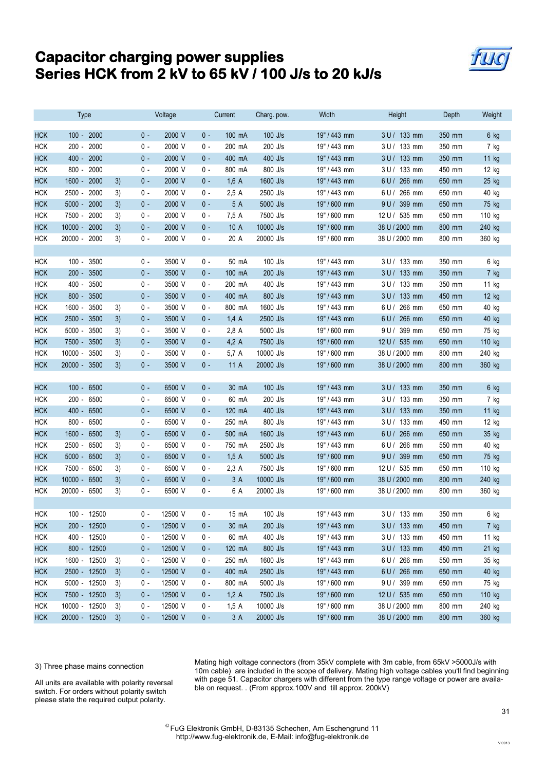# Capacitor charging power supplies
# Series HCK from 2 kV to 65 kV / 100 J/s to 20 kJ/s

| Type | | Voltage | Current | Charg. pow. | Width | Height | Depth | Weight |
|---|---|---|---|---|---|---|---|---|
| HCK 100 - 2000 | | 0 - 2000 V | 0 - 100 mA | 100 J/s | 19" / 443 mm | 3 U / 133 mm | 350 mm | 6 kg |
| HCK 200 - 2000 | | 0 - 2000 V | 0 - 200 mA | 200 J/s | 19" / 443 mm | 3 U / 133 mm | 350 mm | 7 kg |
| HCK 400 - 2000 | | 0 - 2000 V | 0 - 400 mA | 400 J/s | 19" / 443 mm | 3 U / 133 mm | 350 mm | 11 kg |
| HCK 800 - 2000 | | 0 - 2000 V | 0 - 800 mA | 800 J/s | 19" / 443 mm | 3 U / 133 mm | 450 mm | 12 kg |
| HCK 1600 - 2000 | 3) | 0 - 2000 V | 0 - 1,6 A | 1600 J/s | 19" / 443 mm | 6 U / 266 mm | 650 mm | 25 kg |
| HCK 2500 - 2000 | 3) | 0 - 2000 V | 0 - 2,5 A | 2500 J/s | 19" / 443 mm | 6 U / 266 mm | 650 mm | 40 kg |
| HCK 5000 - 2000 | 3) | 0 - 2000 V | 0 - 5 A | 5000 J/s | 19" / 600 mm | 9 U / 399 mm | 650 mm | 75 kg |
| HCK 7500 - 2000 | 3) | 0 - 2000 V | 0 - 7,5 A | 7500 J/s | 19" / 600 mm | 12 U / 535 mm | 650 mm | 110 kg |
| HCK 10000 - 2000 | 3) | 0 - 2000 V | 0 - 10 A | 10000 J/s | 19" / 600 mm | 38 U / 2000 mm | 800 mm | 240 kg |
| HCK 20000 - 2000 | 3) | 0 - 2000 V | 0 - 20 A | 20000 J/s | 19" / 600 mm | 38 U / 2000 mm | 800 mm | 360 kg |
| | | | | | | | | |
| HCK 100 - 3500 | | 0 - 3500 V | 0 - 50 mA | 100 J/s | 19" / 443 mm | 3 U / 133 mm | 350 mm | 6 kg |
| HCK 200 - 3500 | | 0 - 3500 V | 0 - 100 mA | 200 J/s | 19" / 443 mm | 3 U / 133 mm | 350 mm | 7 kg |
| HCK 400 - 3500 | | 0 - 3500 V | 0 - 200 mA | 400 J/s | 19" / 443 mm | 3 U / 133 mm | 350 mm | 11 kg |
| HCK 800 - 3500 | | 0 - 3500 V | 0 - 400 mA | 800 J/s | 19" / 443 mm | 3 U / 133 mm | 450 mm | 12 kg |
| HCK 1600 - 3500 | 3) | 0 - 3500 V | 0 - 800 mA | 1600 J/s | 19" / 443 mm | 6 U / 266 mm | 650 mm | 40 kg |
| HCK 2500 - 3500 | 3) | 0 - 3500 V | 0 - 1,4 A | 2500 J/s | 19" / 443 mm | 6 U / 266 mm | 650 mm | 40 kg |
| HCK 5000 - 3500 | 3) | 0 - 3500 V | 0 - 2,8 A | 5000 J/s | 19" / 600 mm | 9 U / 399 mm | 650 mm | 75 kg |
| HCK 7500 - 3500 | 3) | 0 - 3500 V | 0 - 4,2 A | 7500 J/s | 19" / 600 mm | 12 U / 535 mm | 650 mm | 110 kg |
| HCK 10000 - 3500 | 3) | 0 - 3500 V | 0 - 5,7 A | 10000 J/s | 19" / 600 mm | 38 U / 2000 mm | 800 mm | 240 kg |
| HCK 20000 - 3500 | 3) | 0 - 3500 V | 0 - 11 A | 20000 J/s | 19" / 600 mm | 38 U / 2000 mm | 800 mm | 360 kg |
| | | | | | | | | |
| HCK 100 - 6500 | | 0 - 6500 V | 0 - 30 mA | 100 J/s | 19" / 443 mm | 3 U / 133 mm | 350 mm | 6 kg |
| HCK 200 - 6500 | | 0 - 6500 V | 0 - 60 mA | 200 J/s | 19" / 443 mm | 3 U / 133 mm | 350 mm | 7 kg |
| HCK 400 - 6500 | | 0 - 6500 V | 0 - 120 mA | 400 J/s | 19" / 443 mm | 3 U / 133 mm | 350 mm | 11 kg |
| HCK 800 - 6500 | | 0 - 6500 V | 0 - 250 mA | 800 J/s | 19" / 443 mm | 3 U / 133 mm | 450 mm | 12 kg |
| HCK 1600 - 6500 | 3) | 0 - 6500 V | 0 - 500 mA | 1600 J/s | 19" / 443 mm | 6 U / 266 mm | 650 mm | 35 kg |
| HCK 2500 - 6500 | 3) | 0 - 6500 V | 0 - 750 mA | 2500 J/s | 19" / 443 mm | 6 U / 266 mm | 550 mm | 40 kg |
| HCK 5000 - 6500 | 3) | 0 - 6500 V | 0 - 1,5 A | 5000 J/s | 19" / 600 mm | 9 U / 399 mm | 650 mm | 75 kg |
| HCK 7500 - 6500 | 3) | 0 - 6500 V | 0 - 2,3 A | 7500 J/s | 19" / 600 mm | 12 U / 535 mm | 650 mm | 110 kg |
| HCK 10000 - 6500 | 3) | 0 - 6500 V | 0 - 3 A | 10000 J/s | 19" / 600 mm | 38 U / 2000 mm | 800 mm | 240 kg |
| HCK 20000 - 6500 | 3) | 0 - 6500 V | 0 - 6 A | 20000 J/s | 19" / 600 mm | 38 U / 2000 mm | 800 mm | 360 kg |
| | | | | | | | | |
| HCK 100 - 12500 | | 0 - 12500 V | 0 - 15 mA | 100 J/s | 19" / 443 mm | 3 U / 133 mm | 350 mm | 6 kg |
| HCK 200 - 12500 | | 0 - 12500 V | 0 - 30 mA | 200 J/s | 19" / 443 mm | 3 U / 133 mm | 450 mm | 7 kg |
| HCK 400 - 12500 | | 0 - 12500 V | 0 - 60 mA | 400 J/s | 19" / 443 mm | 3 U / 133 mm | 450 mm | 11 kg |
| HCK 800 - 12500 | | 0 - 12500 V | 0 - 120 mA | 800 J/s | 19" / 443 mm | 3 U / 133 mm | 450 mm | 21 kg |
| HCK 1600 - 12500 | 3) | 0 - 12500 V | 0 - 250 mA | 1600 J/s | 19" / 443 mm | 6 U / 266 mm | 550 mm | 35 kg |
| HCK 2500 - 12500 | 3) | 0 - 12500 V | 0 - 400 mA | 2500 J/s | 19" / 443 mm | 6 U / 266 mm | 650 mm | 40 kg |
| HCK 5000 - 12500 | 3) | 0 - 12500 V | 0 - 800 mA | 5000 J/s | 19" / 600 mm | 9 U / 399 mm | 650 mm | 75 kg |
| HCK 7500 - 12500 | 3) | 0 - 12500 V | 0 - 1,2 A | 7500 J/s | 19" / 600 mm | 12 U / 535 mm | 650 mm | 110 kg |
| HCK 10000 - 12500 | 3) | 0 - 12500 V | 0 - 1,5 A | 10000 J/s | 19" / 600 mm | 38 U / 2000 mm | 800 mm | 240 kg |
| HCK 20000 - 12500 | 3) | 0 - 12500 V | 0 - 3 A | 20000 J/s | 19" / 600 mm | 38 U / 2000 mm | 800 mm | 360 kg |

3) Three phase mains connection

All units are available with polarity reversal switch. For orders without polarity switch please state the required output polarity.

Mating high voltage connectors (from 35kV complete with 3m cable, from 65kV >5000J/s with 10m cable) are included in the scope of delivery. Mating high voltage cables you'll find beginning with page 51. Capacitor chargers with different from the type range voltage or power are available on request. . (From approx.100V and till approx. 200kV)

© FuG Elektronik GmbH, D-83135 Schechen, Am Eschengrund 11
http://www.fug-elektronik.de, E-Mail: info@fug-elektronik.de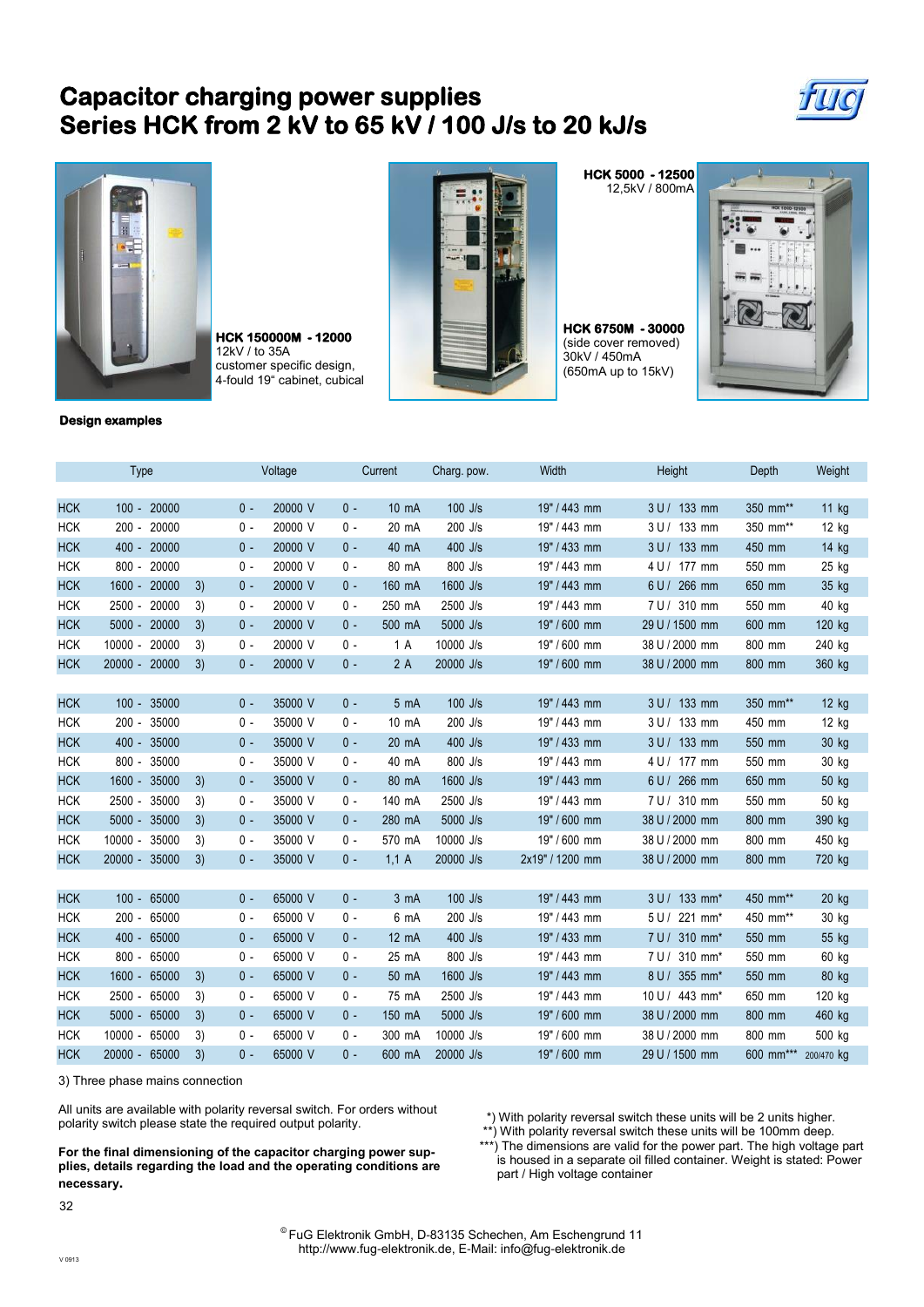# Capacitor charging power supplies
# Series HCK from 2 kV to 65 kV / 100 J/s to 20 kJ/s

**HCK 150000M - 12000**
12kV / to 35A
customer specific design,
4-fould 19" cabinet, cubical

**HCK 6750M - 30000**
(side cover removed)
30kV / 450mA
(650mA up to 15kV)

**HCK 5000 - 12500**
12,5kV / 800mA

**Design examples**

| Type | | | Voltage | Current | Charg. pow. | Width | Height | Depth | Weight |
|---|---|---|---|---|---|---|---|---|---|
| HCK | 100 - 20000 | | 0 - 20000 V | 0 - 10 mA | 100 J/s | 19" / 443 mm | 3 U / 133 mm | 350 mm** | 11 kg |
| HCK | 200 - 20000 | | 0 - 20000 V | 0 - 20 mA | 200 J/s | 19" / 443 mm | 3 U / 133 mm | 350 mm** | 12 kg |
| HCK | 400 - 20000 | | 0 - 20000 V | 0 - 40 mA | 400 J/s | 19" / 433 mm | 3 U / 133 mm | 450 mm | 14 kg |
| HCK | 800 - 20000 | | 0 - 20000 V | 0 - 80 mA | 800 J/s | 19" / 443 mm | 4 U / 177 mm | 550 mm | 25 kg |
| HCK | 1600 - 20000 | 3) | 0 - 20000 V | 0 - 160 mA | 1600 J/s | 19" / 443 mm | 6 U / 266 mm | 650 mm | 35 kg |
| HCK | 2500 - 20000 | 3) | 0 - 20000 V | 0 - 250 mA | 2500 J/s | 19" / 443 mm | 7 U / 310 mm | 550 mm | 40 kg |
| HCK | 5000 - 20000 | 3) | 0 - 20000 V | 0 - 500 mA | 5000 J/s | 19" / 600 mm | 29 U / 1500 mm | 600 mm | 120 kg |
| HCK | 10000 - 20000 | 3) | 0 - 20000 V | 0 - 1 A | 10000 J/s | 19" / 600 mm | 38 U / 2000 mm | 800 mm | 240 kg |
| HCK | 20000 - 20000 | 3) | 0 - 20000 V | 0 - 2 A | 20000 J/s | 19" / 600 mm | 38 U / 2000 mm | 800 mm | 360 kg |
| HCK | 100 - 35000 | | 0 - 35000 V | 0 - 5 mA | 100 J/s | 19" / 443 mm | 3 U / 133 mm | 350 mm** | 12 kg |
| HCK | 200 - 35000 | | 0 - 35000 V | 0 - 10 mA | 200 J/s | 19" / 443 mm | 3 U / 133 mm | 450 mm | 12 kg |
| HCK | 400 - 35000 | | 0 - 35000 V | 0 - 20 mA | 400 J/s | 19" / 433 mm | 3 U / 133 mm | 550 mm | 30 kg |
| HCK | 800 - 35000 | | 0 - 35000 V | 0 - 40 mA | 800 J/s | 19" / 443 mm | 4 U / 177 mm | 550 mm | 30 kg |
| HCK | 1600 - 35000 | 3) | 0 - 35000 V | 0 - 80 mA | 1600 J/s | 19" / 443 mm | 6 U / 266 mm | 650 mm | 50 kg |
| HCK | 2500 - 35000 | 3) | 0 - 35000 V | 0 - 140 mA | 2500 J/s | 19" / 443 mm | 7 U / 310 mm | 550 mm | 50 kg |
| HCK | 5000 - 35000 | 3) | 0 - 35000 V | 0 - 280 mA | 5000 J/s | 19" / 600 mm | 38 U / 2000 mm | 800 mm | 390 kg |
| HCK | 10000 - 35000 | 3) | 0 - 35000 V | 0 - 570 mA | 10000 J/s | 19" / 600 mm | 38 U / 2000 mm | 800 mm | 450 kg |
| HCK | 20000 - 35000 | 3) | 0 - 35000 V | 0 - 1,1 A | 20000 J/s | 2x19" / 1200 mm | 38 U / 2000 mm | 800 mm | 720 kg |
| HCK | 100 - 65000 | | 0 - 65000 V | 0 - 3 mA | 100 J/s | 19" / 443 mm | 3 U / 133 mm* | 450 mm** | 20 kg |
| HCK | 200 - 65000 | | 0 - 65000 V | 0 - 6 mA | 200 J/s | 19" / 443 mm | 5 U / 221 mm* | 450 mm** | 30 kg |
| HCK | 400 - 65000 | | 0 - 65000 V | 0 - 12 mA | 400 J/s | 19" / 433 mm | 7 U / 310 mm* | 550 mm | 55 kg |
| HCK | 800 - 65000 | | 0 - 65000 V | 0 - 25 mA | 800 J/s | 19" / 443 mm | 7 U / 310 mm* | 550 mm | 60 kg |
| HCK | 1600 - 65000 | 3) | 0 - 65000 V | 0 - 50 mA | 1600 J/s | 19" / 443 mm | 8 U / 355 mm* | 550 mm | 80 kg |
| HCK | 2500 - 65000 | 3) | 0 - 65000 V | 0 - 75 mA | 2500 J/s | 19" / 443 mm | 10 U / 443 mm* | 650 mm | 120 kg |
| HCK | 5000 - 65000 | 3) | 0 - 65000 V | 0 - 150 mA | 5000 J/s | 19" / 600 mm | 38 U / 2000 mm | 800 mm | 460 kg |
| HCK | 10000 - 65000 | 3) | 0 - 65000 V | 0 - 300 mA | 10000 J/s | 19" / 600 mm | 38 U / 2000 mm | 800 mm | 500 kg |
| HCK | 20000 - 65000 | 3) | 0 - 65000 V | 0 - 600 mA | 20000 J/s | 19" / 600 mm | 29 U / 1500 mm | 600 mm*** | 200/470 kg |

3) Three phase mains connection

All units are available with polarity reversal switch. For orders without polarity switch please state the required output polarity.

**For the final dimensioning of the capacitor charging power supplies, details regarding the load and the operating conditions are necessary.**

*) With polarity reversal switch these units will be 2 units higher.
**) With polarity reversal switch these units will be 100mm deep.
***) The dimensions are valid for the power part. The high voltage part is housed in a separate oil filled container. Weight is stated: Power part / High voltage container

© FuG Elektronik GmbH, D-83135 Schechen, Am Eschengrund 11
http://www.fug-elektronik.de, E-Mail: info@fug-elektronik.de